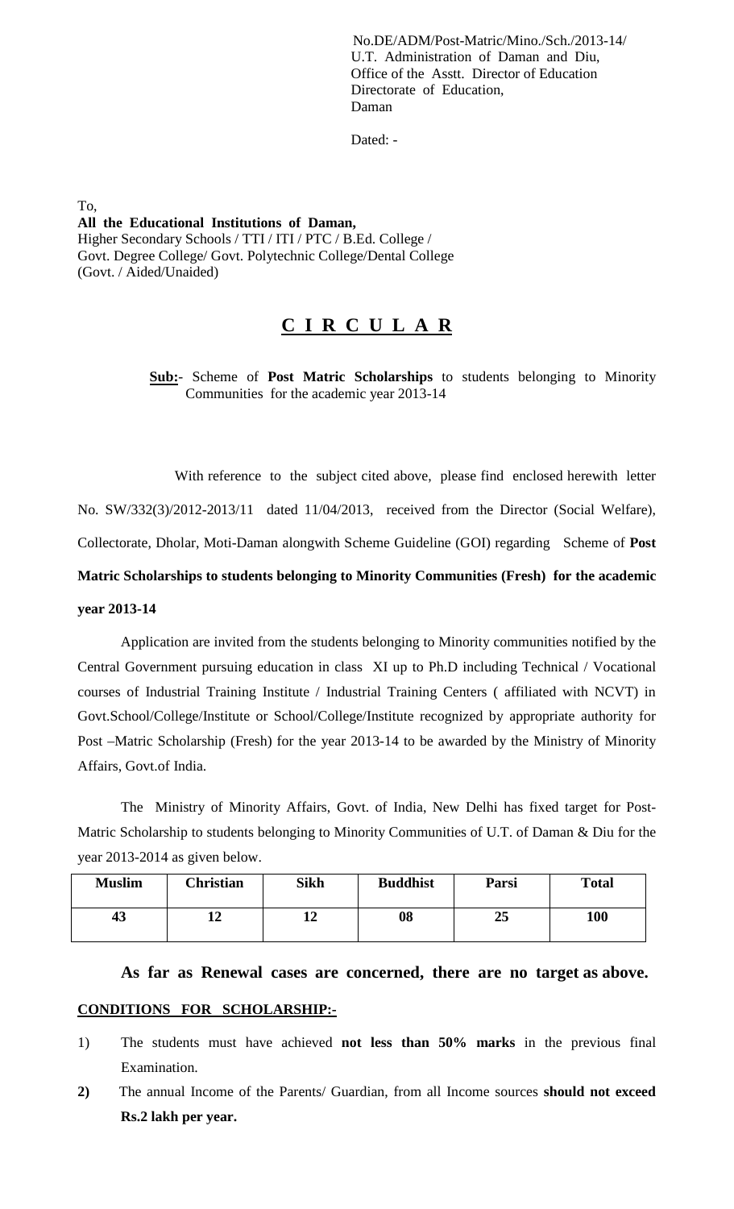No.DE/ADM/Post-Matric/Mino./Sch./2013-14/
U.T. Administration of Daman and Diu,
Office of the Asstt. Director of Education
Directorate of Education,
Daman

Dated: -

To,
**All the Educational Institutions of Daman,**
Higher Secondary Schools / TTI / ITI / PTC / B.Ed. College /
Govt. Degree College/ Govt. Polytechnic College/Dental College
(Govt. / Aided/Unaided)

# C I R C U L A R

**Sub:**- Scheme of **Post Matric Scholarships** to students belonging to Minority Communities for the academic year 2013-14

With reference to the subject cited above, please find enclosed herewith letter No. SW/332(3)/2012-2013/11 dated 11/04/2013, received from the Director (Social Welfare), Collectorate, Dholar, Moti-Daman alongwith Scheme Guideline (GOI) regarding Scheme of **Post Matric Scholarships to students belonging to Minority Communities (Fresh) for the academic year 2013-14**

Application are invited from the students belonging to Minority communities notified by the Central Government pursuing education in class XI up to Ph.D including Technical / Vocational courses of Industrial Training Institute / Industrial Training Centers ( affiliated with NCVT) in Govt.School/College/Institute or School/College/Institute recognized by appropriate authority for Post –Matric Scholarship (Fresh) for the year 2013-14 to be awarded by the Ministry of Minority Affairs, Govt.of India.

The Ministry of Minority Affairs, Govt. of India, New Delhi has fixed target for Post-Matric Scholarship to students belonging to Minority Communities of U.T. of Daman & Diu for the year 2013-2014 as given below.

| Muslim | Christian | Sikh | Buddhist | Parsi | Total |
|---|---|---|---|---|---|
| 43 | 12 | 12 | 08 | 25 | 100 |

**As far as Renewal cases are concerned, there are no target as above.**

**CONDITIONS FOR SCHOLARSHIP:-**

1) The students must have achieved **not less than 50% marks** in the previous final Examination.
2) The annual Income of the Parents/ Guardian, from all Income sources **should not exceed Rs.2 lakh per year.**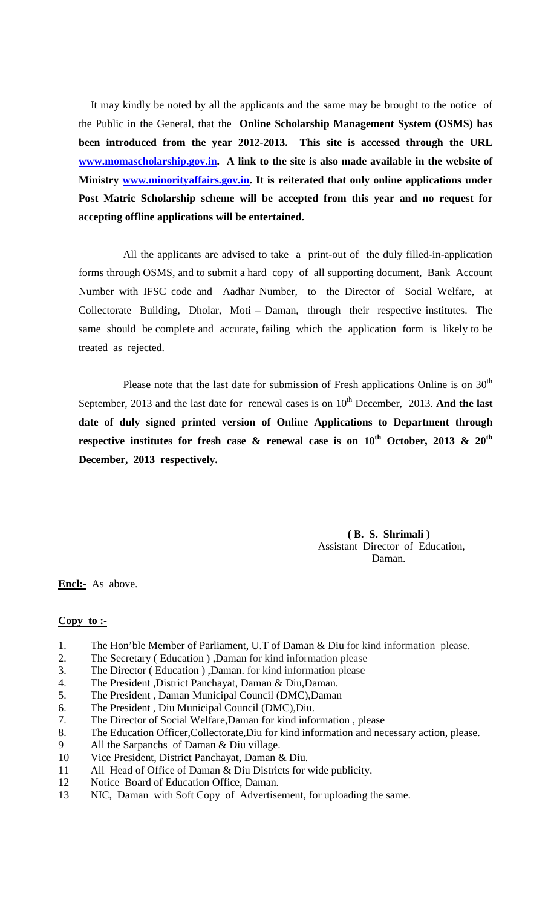It may kindly be noted by all the applicants and the same may be brought to the notice of the Public in the General, that the **Online Scholarship Management System (OSMS) has been introduced from the year 2012-2013. This site is accessed through the URL [www.momascholarship.gov.in](http://www.momascholarship.gov.in). A link to the site is also made available in the website of Ministry [www.minorityaffairs.gov.in](http://www.minorityaffairs.gov.in). It is reiterated that only online applications under Post Matric Scholarship scheme will be accepted from this year and no request for accepting offline applications will be entertained.**

All the applicants are advised to take a print-out of the duly filled-in-application forms through OSMS, and to submit a hard copy of all supporting document, Bank Account Number with IFSC code and Aadhar Number, to the Director of Social Welfare, at Collectorate Building, Dholar, Moti – Daman, through their respective institutes. The same should be complete and accurate, failing which the application form is likely to be treated as rejected.

Please note that the last date for submission of Fresh applications Online is on 30th September, 2013 and the last date for renewal cases is on 10th December, 2013. **And the last date of duly signed printed version of Online Applications to Department through respective institutes for fresh case & renewal case is on 10th October, 2013 & 20th December, 2013 respectively.**

**( B. S. Shrimali )**
Assistant Director of Education,
Daman.

**Encl:-** As above.

**Copy to :-**

1. The Hon'ble Member of Parliament, U.T of Daman & Diu for kind information please.
2. The Secretary ( Education ) ,Daman for kind information please
3. The Director ( Education ) ,Daman. for kind information please
4. The President ,District Panchayat, Daman & Diu,Daman.
5. The President , Daman Municipal Council (DMC),Daman
6. The President , Diu Municipal Council (DMC),Diu.
7. The Director of Social Welfare,Daman for kind information , please
8. The Education Officer,Collectorate,Diu for kind information and necessary action, please.
9. All the Sarpanchs of Daman & Diu village.
10. Vice President, District Panchayat, Daman & Diu.
11. All Head of Office of Daman & Diu Districts for wide publicity.
12. Notice Board of Education Office, Daman.
13. NIC, Daman with Soft Copy of Advertisement, for uploading the same.